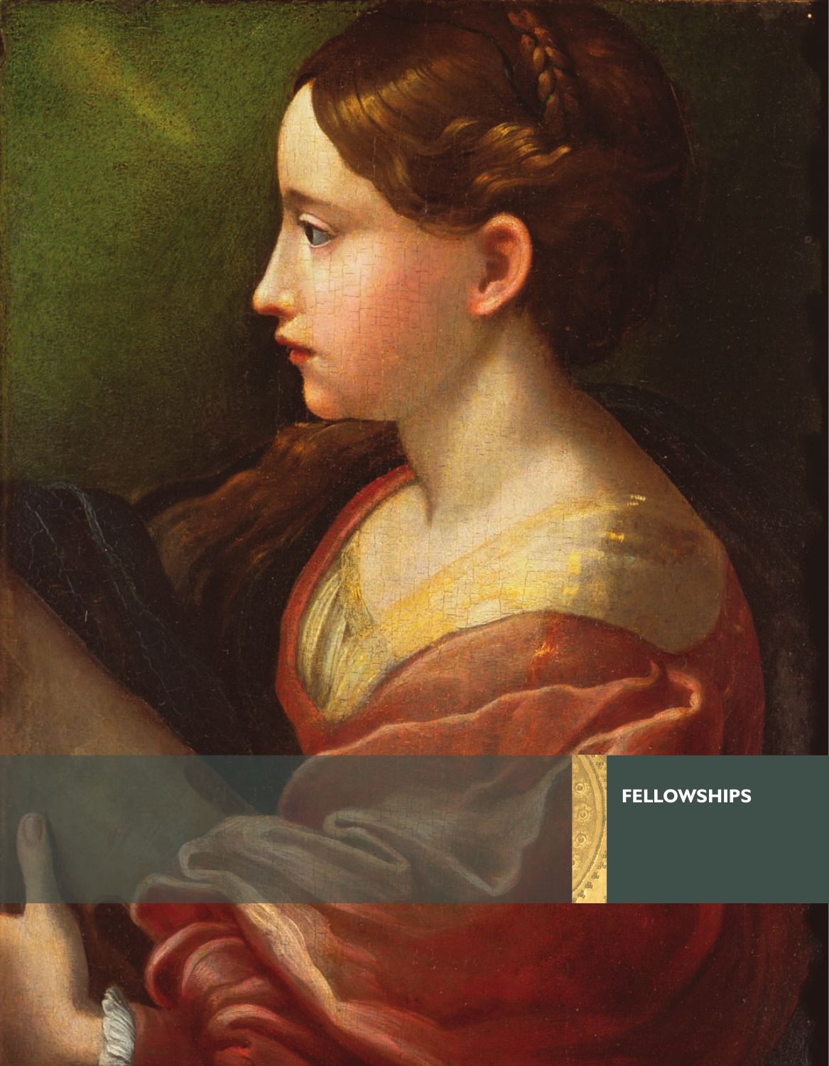# FELLOWSHIPS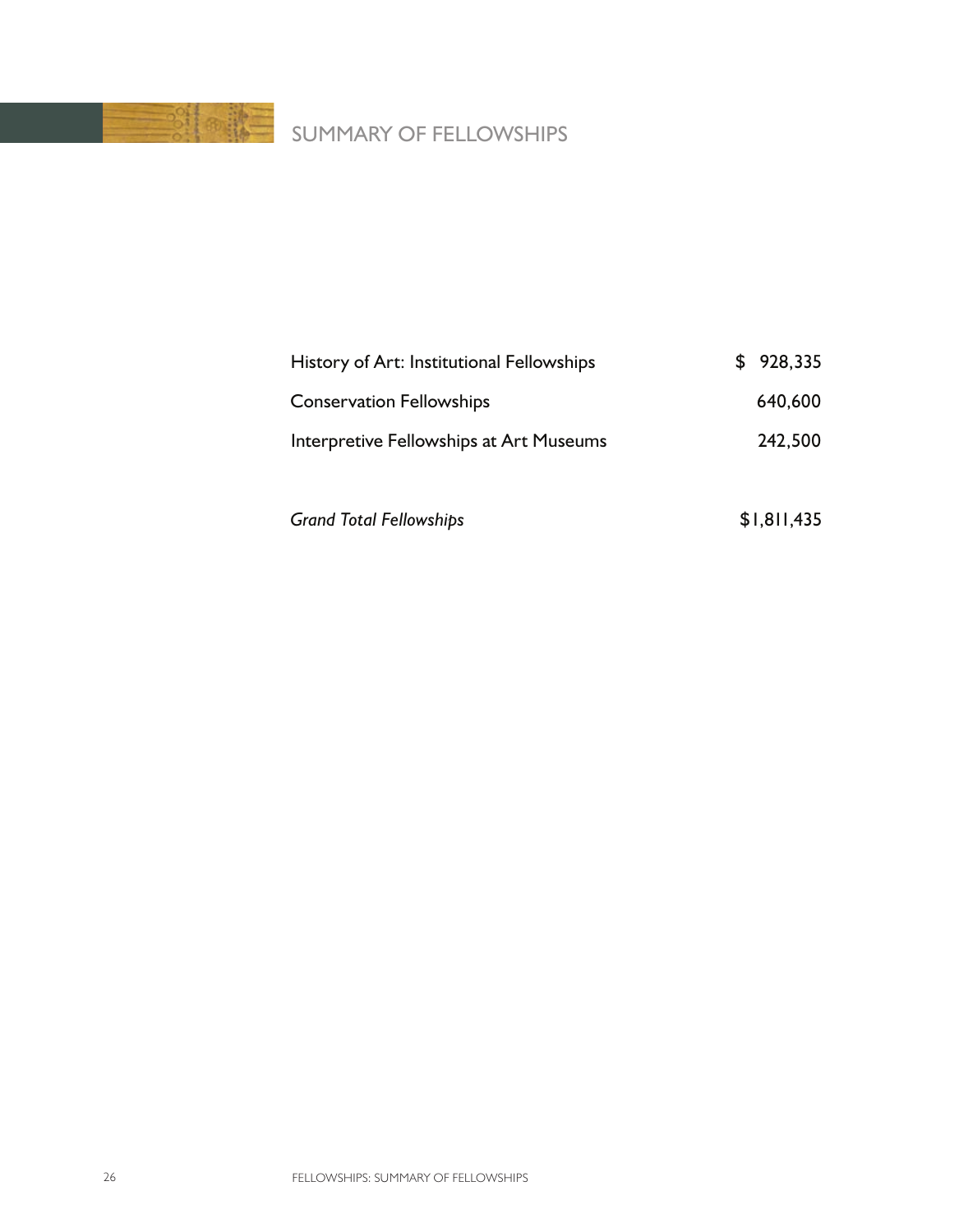# SUMMARY OF FELLOWSHIPS

| | |
|---|---|
| History of Art: Institutional Fellowships | $ 928,335 |
| Conservation Fellowships | 640,600 |
| Interpretive Fellowships at Art Museums | 242,500 |
| | |
| *Grand Total Fellowships* | $1,811,435 |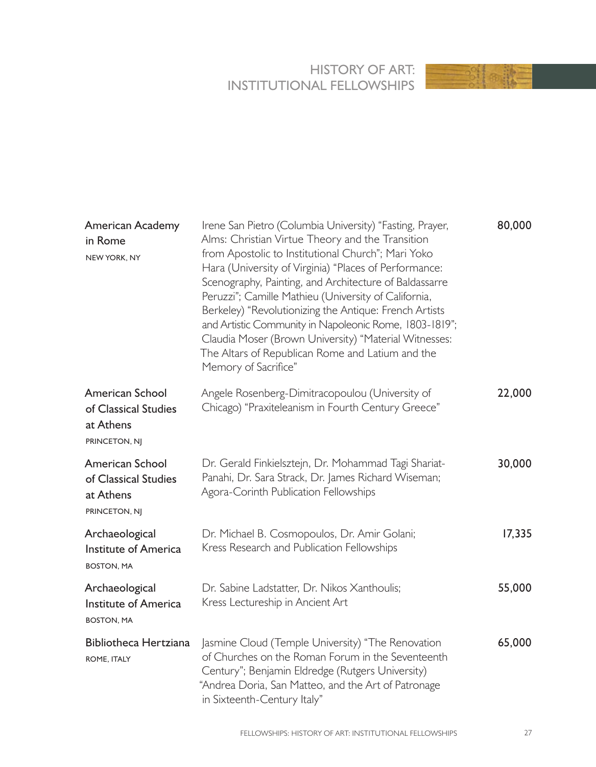# HISTORY OF ART: INSTITUTIONAL FELLOWSHIPS

| Institution | Fellows | Amount |
| --- | --- | --- |
| American Academy in Rome<br>NEW YORK, NY | Irene San Pietro (Columbia University) "Fasting, Prayer, Alms: Christian Virtue Theory and the Transition from Apostolic to Institutional Church"; Mari Yoko Hara (University of Virginia) "Places of Performance: Scenography, Painting, and Architecture of Baldassarre Peruzzi"; Camille Mathieu (University of California, Berkeley) "Revolutionizing the Antique: French Artists and Artistic Community in Napoleonic Rome, 1803-1819"; Claudia Moser (Brown University) "Material Witnesses: The Altars of Republican Rome and Latium and the Memory of Sacrifice" | 80,000 |
| American School of Classical Studies at Athens<br>PRINCETON, NJ | Angele Rosenberg-Dimitracopoulou (University of Chicago) "Praxiteleanism in Fourth Century Greece" | 22,000 |
| American School of Classical Studies at Athens<br>PRINCETON, NJ | Dr. Gerald Finkielsztejn, Dr. Mohammad Tagi Shariat-Panahi, Dr. Sara Strack, Dr. James Richard Wiseman; Agora-Corinth Publication Fellowships | 30,000 |
| Archaeological Institute of America<br>BOSTON, MA | Dr. Michael B. Cosmopoulos, Dr. Amir Golani; Kress Research and Publication Fellowships | 17,335 |
| Archaeological Institute of America<br>BOSTON, MA | Dr. Sabine Ladstatter, Dr. Nikos Xanthoulis; Kress Lectureship in Ancient Art | 55,000 |
| Bibliotheca Hertziana<br>ROME, ITALY | Jasmine Cloud (Temple University) "The Renovation of Churches on the Roman Forum in the Seventeenth Century"; Benjamin Eldredge (Rutgers University) "Andrea Doria, San Matteo, and the Art of Patronage in Sixteenth-Century Italy" | 65,000 |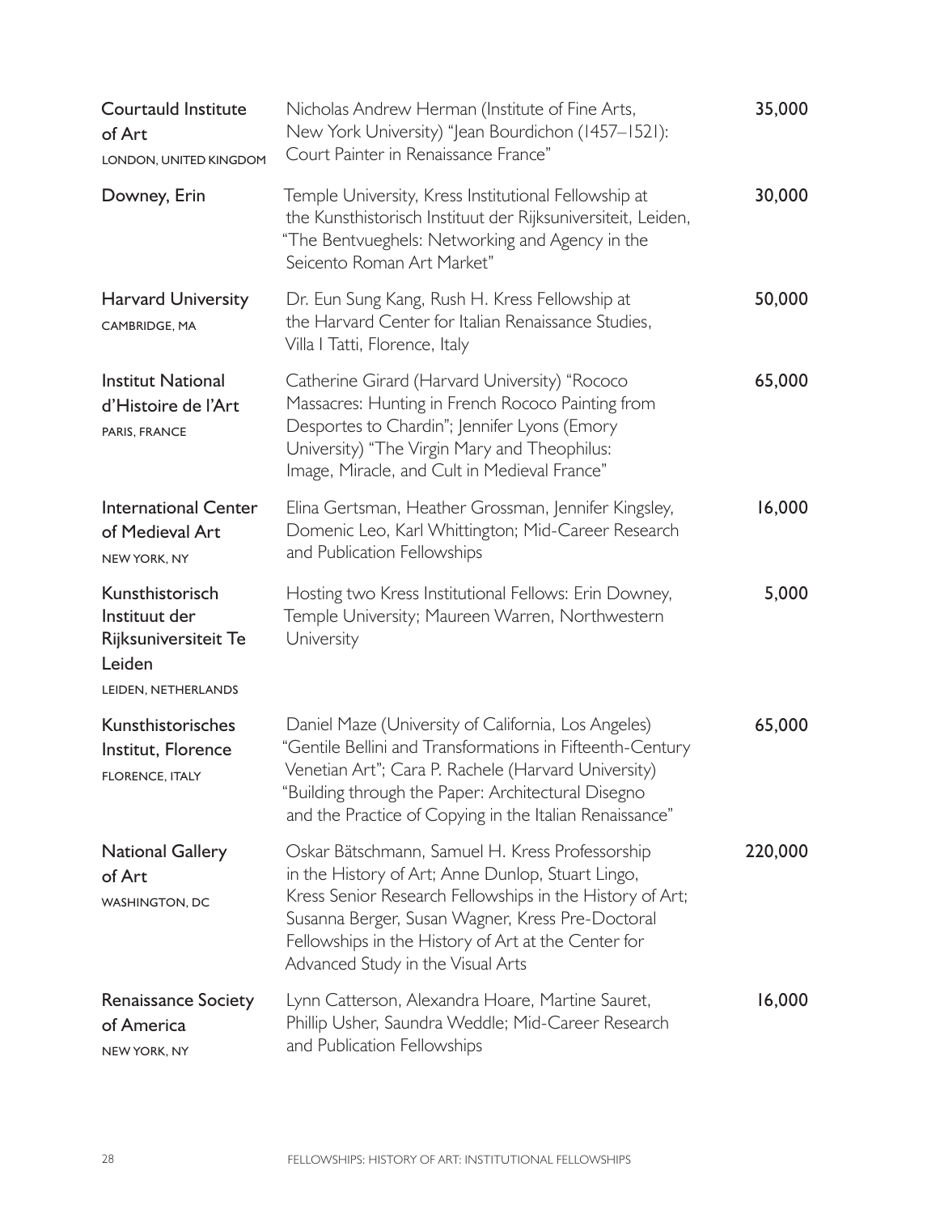| Institution | Description | Amount |
|---|---|---|
| **Courtauld Institute of Art**<br>LONDON, UNITED KINGDOM | Nicholas Andrew Herman (Institute of Fine Arts, New York University) "Jean Bourdichon (1457–1521): Court Painter in Renaissance France" | 35,000 |
| **Downey, Erin** | Temple University, Kress Institutional Fellowship at the Kunsthistorisch Instituut der Rijksuniversiteit, Leiden, "The Bentvueghels: Networking and Agency in the Seicento Roman Art Market" | 30,000 |
| **Harvard University**<br>CAMBRIDGE, MA | Dr. Eun Sung Kang, Rush H. Kress Fellowship at the Harvard Center for Italian Renaissance Studies, Villa I Tatti, Florence, Italy | 50,000 |
| **Institut National d'Histoire de l'Art**<br>PARIS, FRANCE | Catherine Girard (Harvard University) "Rococo Massacres: Hunting in French Rococo Painting from Desportes to Chardin"; Jennifer Lyons (Emory University) "The Virgin Mary and Theophilus: Image, Miracle, and Cult in Medieval France" | 65,000 |
| **International Center of Medieval Art**<br>NEW YORK, NY | Elina Gertsman, Heather Grossman, Jennifer Kingsley, Domenic Leo, Karl Whittington; Mid-Career Research and Publication Fellowships | 16,000 |
| **Kunsthistorisch Instituut der Rijksuniversiteit Te Leiden**<br>LEIDEN, NETHERLANDS | Hosting two Kress Institutional Fellows: Erin Downey, Temple University; Maureen Warren, Northwestern University | 5,000 |
| **Kunsthistorisches Institut, Florence**<br>FLORENCE, ITALY | Daniel Maze (University of California, Los Angeles) "Gentile Bellini and Transformations in Fifteenth-Century Venetian Art"; Cara P. Rachele (Harvard University) "Building through the Paper: Architectural Disegno and the Practice of Copying in the Italian Renaissance" | 65,000 |
| **National Gallery of Art**<br>WASHINGTON, DC | Oskar Bätschmann, Samuel H. Kress Professorship in the History of Art; Anne Dunlop, Stuart Lingo, Kress Senior Research Fellowships in the History of Art; Susanna Berger, Susan Wagner, Kress Pre-Doctoral Fellowships in the History of Art at the Center for Advanced Study in the Visual Arts | 220,000 |
| **Renaissance Society of America**<br>NEW YORK, NY | Lynn Catterson, Alexandra Hoare, Martine Sauret, Phillip Usher, Saundra Weddle; Mid-Career Research and Publication Fellowships | 16,000 |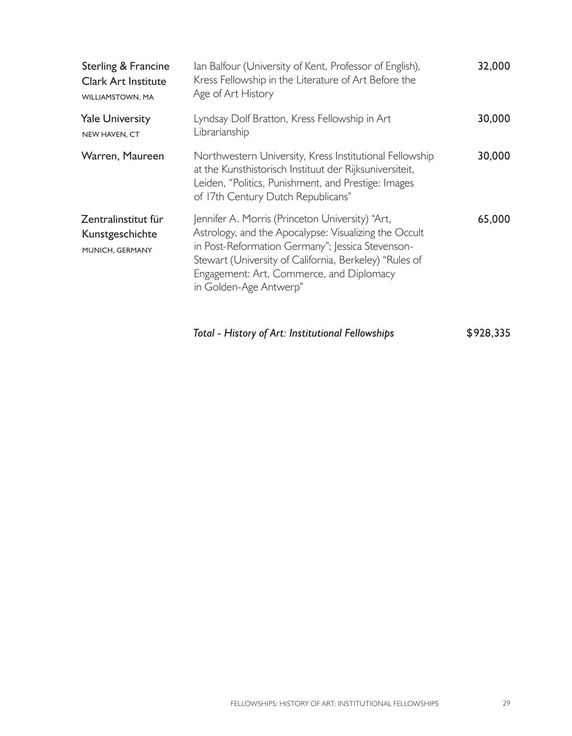| | | |
|---|---|---|
| **Sterling & Francine Clark Art Institute** WILLIAMSTOWN, MA | Ian Balfour (University of Kent, Professor of English), Kress Fellowship in the Literature of Art Before the Age of Art History | 32,000 |
| **Yale University** NEW HAVEN, CT | Lyndsay Dolf Bratton, Kress Fellowship in Art Librarianship | 30,000 |
| **Warren, Maureen** | Northwestern University, Kress Institutional Fellowship at the Kunsthistorisch Instituut der Rijksuniversiteit, Leiden, "Politics, Punishment, and Prestige: Images of 17th Century Dutch Republicans" | 30,000 |
| **Zentralinstitut für Kunstgeschichte** MUNICH, GERMANY | Jennifer A. Morris (Princeton University) "Art, Astrology, and the Apocalypse: Visualizing the Occult in Post-Reformation Germany"; Jessica Stevenson-Stewart (University of California, Berkeley) "Rules of Engagement: Art, Commerce, and Diplomacy in Golden-Age Antwerp" | 65,000 |
| | ***Total - History of Art: Institutional Fellowships*** | **$928,335** |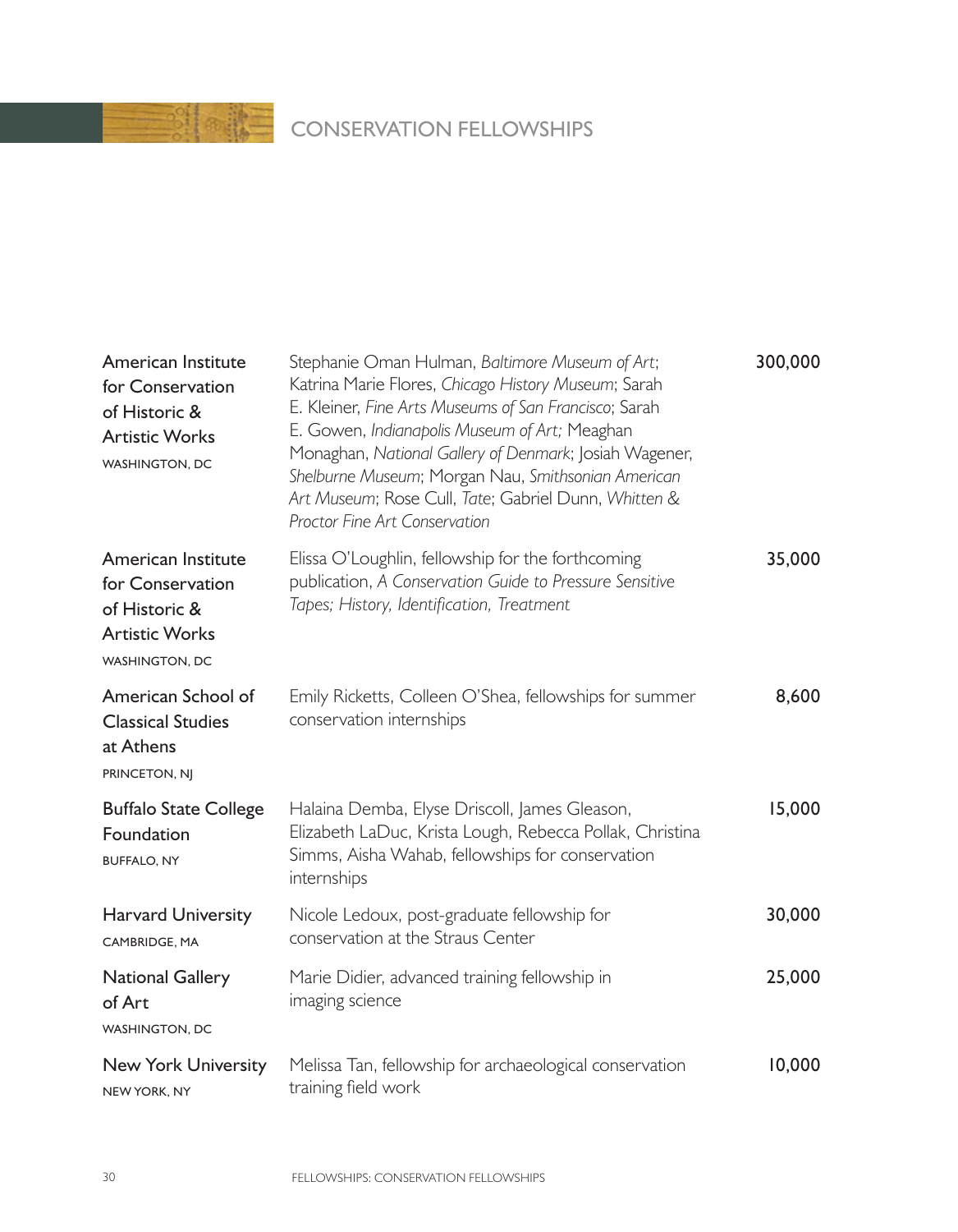# CONSERVATION FELLOWSHIPS

| Institution | Fellowship | Amount |
|---|---|---|
| American Institute for Conservation of Historic & Artistic Works<br>WASHINGTON, DC | Stephanie Oman Hulman, *Baltimore Museum of Art*; Katrina Marie Flores, *Chicago History Museum*; Sarah E. Kleiner, *Fine Arts Museums of San Francisco*; Sarah E. Gowen, *Indianapolis Museum of Art;* Meaghan Monaghan, *National Gallery of Denmark*; Josiah Wagener, *Shelburne Museum*; Morgan Nau, *Smithsonian American Art Museum*; Rose Cull, *Tate*; Gabriel Dunn, *Whitten & Proctor Fine Art Conservation* | 300,000 |
| American Institute for Conservation of Historic & Artistic Works<br>WASHINGTON, DC | Elissa O'Loughlin, fellowship for the forthcoming publication, *A Conservation Guide to Pressure Sensitive Tapes; History, Identification, Treatment* | 35,000 |
| American School of Classical Studies at Athens<br>PRINCETON, NJ | Emily Ricketts, Colleen O'Shea, fellowships for summer conservation internships | 8,600 |
| Buffalo State College Foundation<br>BUFFALO, NY | Halaina Demba, Elyse Driscoll, James Gleason, Elizabeth LaDuc, Krista Lough, Rebecca Pollak, Christina Simms, Aisha Wahab, fellowships for conservation internships | 15,000 |
| Harvard University<br>CAMBRIDGE, MA | Nicole Ledoux, post-graduate fellowship for conservation at the Straus Center | 30,000 |
| National Gallery of Art<br>WASHINGTON, DC | Marie Didier, advanced training fellowship in imaging science | 25,000 |
| New York University<br>NEW YORK, NY | Melissa Tan, fellowship for archaeological conservation training field work | 10,000 |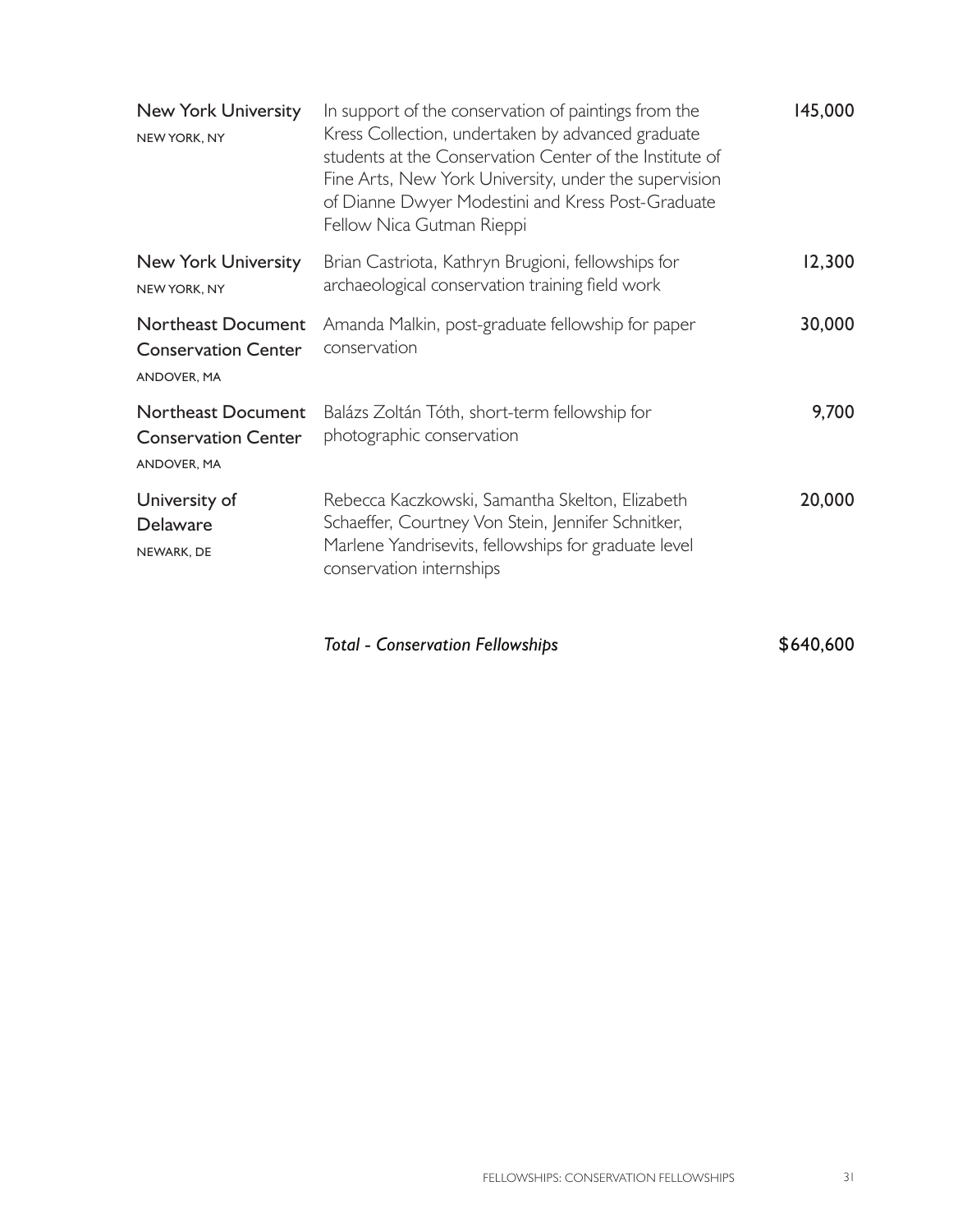| Institution | Description | Amount |
|---|---|---|
| **New York University** NEW YORK, NY | In support of the conservation of paintings from the Kress Collection, undertaken by advanced graduate students at the Conservation Center of the Institute of Fine Arts, New York University, under the supervision of Dianne Dwyer Modestini and Kress Post-Graduate Fellow Nica Gutman Rieppi | 145,000 |
| **New York University** NEW YORK, NY | Brian Castriota, Kathryn Brugioni, fellowships for archaeological conservation training field work | 12,300 |
| **Northeast Document Conservation Center** ANDOVER, MA | Amanda Malkin, post-graduate fellowship for paper conservation | 30,000 |
| **Northeast Document Conservation Center** ANDOVER, MA | Balázs Zoltán Tóth, short-term fellowship for photographic conservation | 9,700 |
| **University of Delaware** NEWARK, DE | Rebecca Kaczkowski, Samantha Skelton, Elizabeth Schaeffer, Courtney Von Stein, Jennifer Schnitker, Marlene Yandrisevits, fellowships for graduate level conservation internships | 20,000 |
| | *Total - Conservation Fellowships* | $640,600 |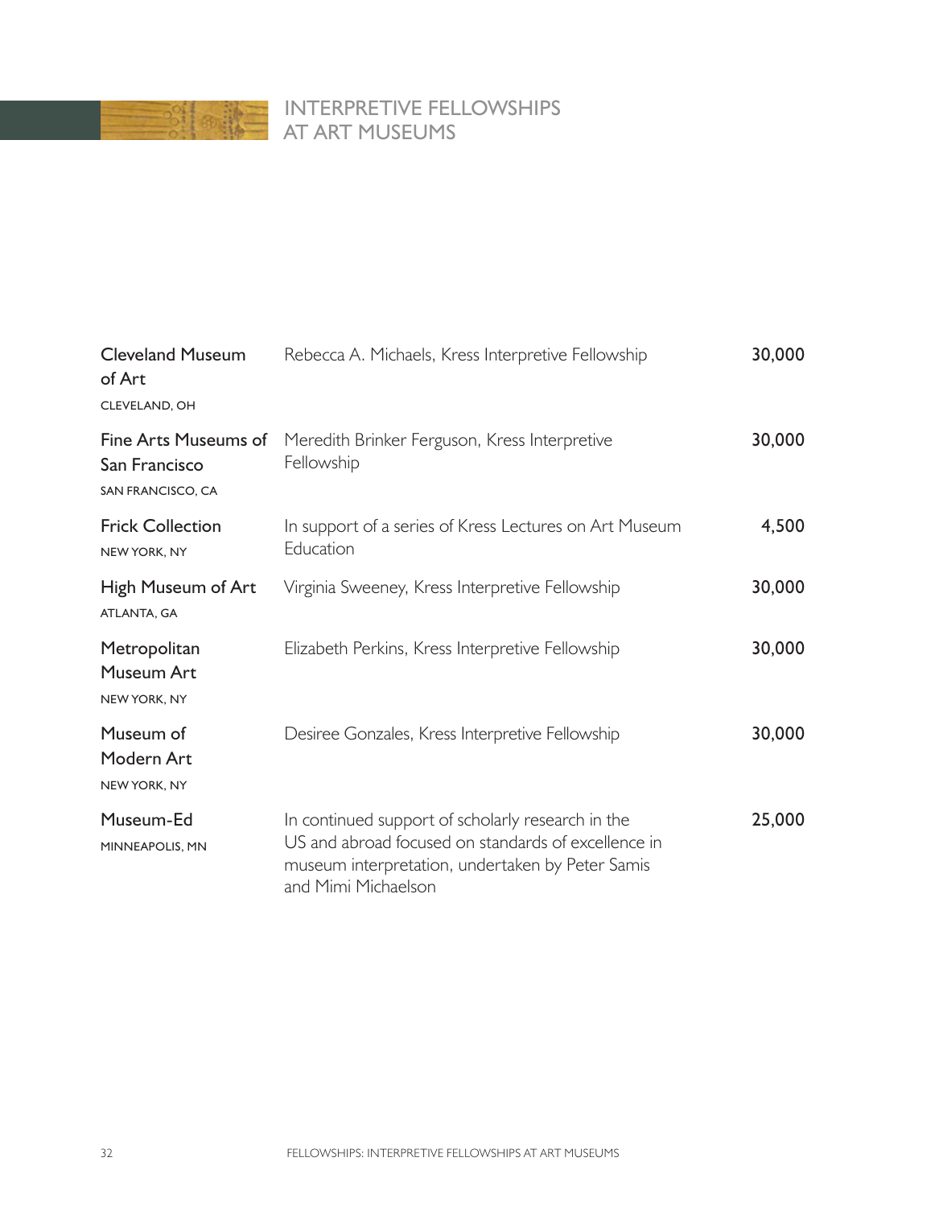## INTERPRETIVE FELLOWSHIPS AT ART MUSEUMS

| Institution | Description | Amount |
|---|---|---|
| Cleveland Museum of Art<br>CLEVELAND, OH | Rebecca A. Michaels, Kress Interpretive Fellowship | 30,000 |
| Fine Arts Museums of San Francisco<br>SAN FRANCISCO, CA | Meredith Brinker Ferguson, Kress Interpretive Fellowship | 30,000 |
| Frick Collection<br>NEW YORK, NY | In support of a series of Kress Lectures on Art Museum Education | 4,500 |
| High Museum of Art<br>ATLANTA, GA | Virginia Sweeney, Kress Interpretive Fellowship | 30,000 |
| Metropolitan Museum Art<br>NEW YORK, NY | Elizabeth Perkins, Kress Interpretive Fellowship | 30,000 |
| Museum of Modern Art<br>NEW YORK, NY | Desiree Gonzales, Kress Interpretive Fellowship | 30,000 |
| Museum-Ed<br>MINNEAPOLIS, MN | In continued support of scholarly research in the US and abroad focused on standards of excellence in museum interpretation, undertaken by Peter Samis and Mimi Michaelson | 25,000 |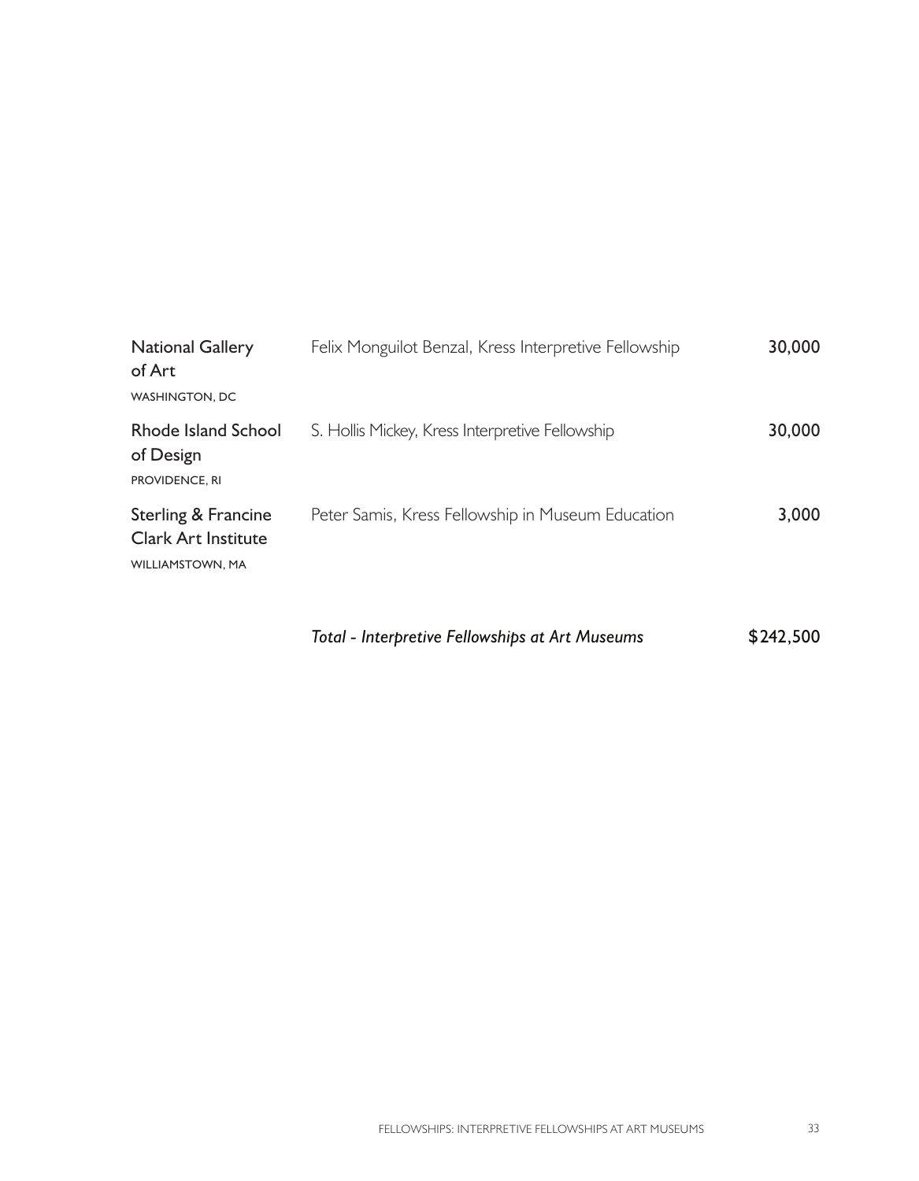| | | |
|---|---|---|
| **National Gallery of Art**<br>WASHINGTON, DC | Felix Monguilot Benzal, Kress Interpretive Fellowship | 30,000 |
| **Rhode Island School of Design**<br>PROVIDENCE, RI | S. Hollis Mickey, Kress Interpretive Fellowship | 30,000 |
| **Sterling & Francine Clark Art Institute**<br>WILLIAMSTOWN, MA | Peter Samis, Kress Fellowship in Museum Education | 3,000 |
| | ***Total - Interpretive Fellowships at Art Museums*** | **$242,500** |